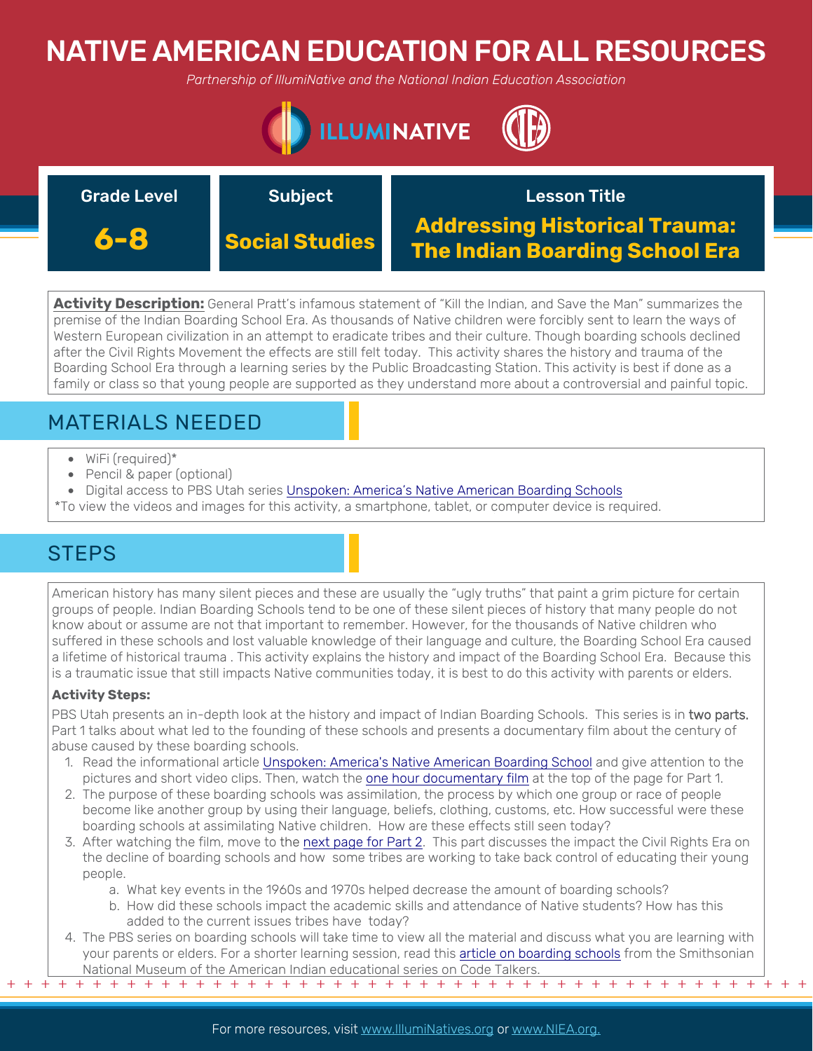# NATIVE AMERICAN EDUCATION FOR ALL RESOURCES

*Partnership of IllumiNative and the National Indian Education Association*

| Grade Level | Subject | Lesson Title |
| --- | --- | --- |
| **6-8** | **Social Studies** | **Addressing Historical Trauma: The Indian Boarding School Era** |

**Activity Description:** General Pratt's infamous statement of "Kill the Indian, and Save the Man" summarizes the premise of the Indian Boarding School Era. As thousands of Native children were forcibly sent to learn the ways of Western European civilization in an attempt to eradicate tribes and their culture. Though boarding schools declined after the Civil Rights Movement the effects are still felt today. This activity shares the history and trauma of the Boarding School Era through a learning series by the Public Broadcasting Station. This activity is best if done as a family or class so that young people are supported as they understand more about a controversial and painful topic.

## MATERIALS NEEDED

- WiFi (required)*
- Pencil & paper (optional)
- Digital access to PBS Utah series Unspoken: America's Native American Boarding Schools

*To view the videos and images for this activity, a smartphone, tablet, or computer device is required.

## STEPS

American history has many silent pieces and these are usually the "ugly truths" that paint a grim picture for certain groups of people. Indian Boarding Schools tend to be one of these silent pieces of history that many people do not know about or assume are not that important to remember. However, for the thousands of Native children who suffered in these schools and lost valuable knowledge of their language and culture, the Boarding School Era caused a lifetime of historical trauma . This activity explains the history and impact of the Boarding School Era. Because this is a traumatic issue that still impacts Native communities today, it is best to do this activity with parents or elders.

**Activity Steps:**

PBS Utah presents an in-depth look at the history and impact of Indian Boarding Schools. This series is in two parts. Part 1 talks about what led to the founding of these schools and presents a documentary film about the century of abuse caused by these boarding schools.

1. Read the informational article Unspoken: America's Native American Boarding School and give attention to the pictures and short video clips. Then, watch the one hour documentary film at the top of the page for Part 1.
2. The purpose of these boarding schools was assimilation, the process by which one group or race of people become like another group by using their language, beliefs, clothing, customs, etc. How successful were these boarding schools at assimilating Native children. How are these effects still seen today?
3. After watching the film, move to the next page for Part 2. This part discusses the impact the Civil Rights Era on the decline of boarding schools and how some tribes are working to take back control of educating their young people.
    a. What key events in the 1960s and 1970s helped decrease the amount of boarding schools?
    b. How did these schools impact the academic skills and attendance of Native students? How has this added to the current issues tribes have today?
4. The PBS series on boarding schools will take time to view all the material and discuss what you are learning with your parents or elders. For a shorter learning session, read this article on boarding schools from the Smithsonian National Museum of the American Indian educational series on Code Talkers.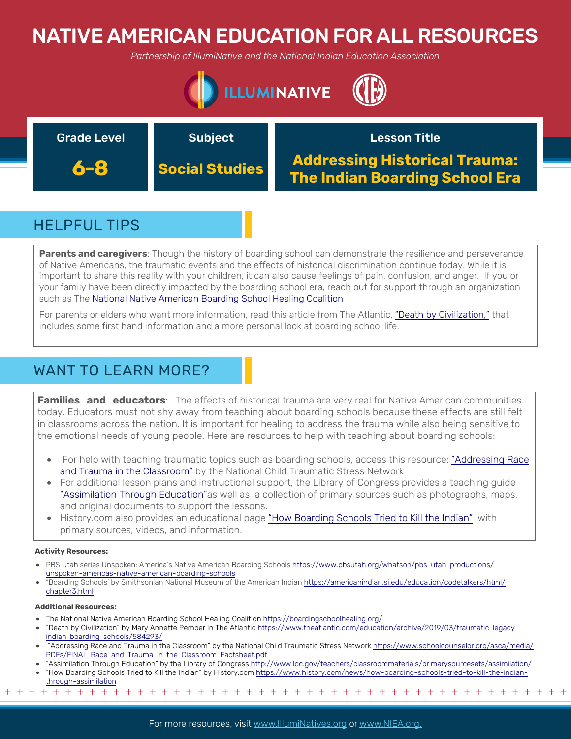# NATIVE AMERICAN EDUCATION FOR ALL RESOURCES

*Partnership of IllumiNative and the National Indian Education Association*

| Grade Level | Subject | Lesson Title |
| --- | --- | --- |
| **6-8** | **Social Studies** | **Addressing Historical Trauma: The Indian Boarding School Era** |

## HELPFUL TIPS

**Parents and caregivers**: Though the history of boarding school can demonstrate the resilience and perseverance of Native Americans, the traumatic events and the effects of historical discrimination continue today. While it is important to share this reality with your children, it can also cause feelings of pain, confusion, and anger. If you or your family have been directly impacted by the boarding school era, reach out for support through an organization such as The National Native American Boarding School Healing Coalition

For parents or elders who want more information, read this article from The Atlantic, "Death by Civilization," that includes some first hand information and a more personal look at boarding school life.

## WANT TO LEARN MORE?

**Families and educators**: The effects of historical trauma are very real for Native American communities today. Educators must not shy away from teaching about boarding schools because these effects are still felt in classrooms across the nation. It is important for healing to address the trauma while also being sensitive to the emotional needs of young people. Here are resources to help with teaching about boarding schools:

- For help with teaching traumatic topics such as boarding schools, access this resource: "Addressing Race and Trauma in the Classroom" by the National Child Traumatic Stress Network
- For additional lesson plans and instructional support, the Library of Congress provides a teaching guide "Assimilation Through Education"as well as a collection of primary sources such as photographs, maps, and original documents to support the lessons.
- History.com also provides an educational page "How Boarding Schools Tried to Kill the Indian" with primary sources, videos, and information.

**Activity Resources:**

- PBS Utah series Unspoken: America's Native American Boarding Schools https://www.pbsutah.org/whatson/pbs-utah-productions/unspoken-americas-native-american-boarding-schools
- "Boarding Schools' by Smithsonian National Museum of the American Indian https://americanindian.si.edu/education/codetalkers/html/chapter3.html

**Additional Resources:**

- The National Native American Boarding School Healing Coalition https://boardingschoolhealing.org/
- "Death by Civilization" by Mary Annette Pember in The Atlantic https://www.theatlantic.com/education/archive/2019/03/traumatic-legacy-indian-boarding-schools/584293/
- "Addressing Race and Trauma in the Classroom" by the National Child Traumatic Stress Network https://www.schoolcounselor.org/asca/media/PDFs/FINAL-Race-and-Trauma-in-the-Classroom-Factsheet.pdf
- "Assimilation Through Education" by the Library of Congress http://www.loc.gov/teachers/classroommaterials/primarysourcesets/assimilation/
- "How Boarding Schools Tried to Kill the Indian" by History.com https://www.history.com/news/how-boarding-schools-tried-to-kill-the-indian-through-assimilation

For more resources, visit www.IllumiNatives.org or www.NIEA.org.